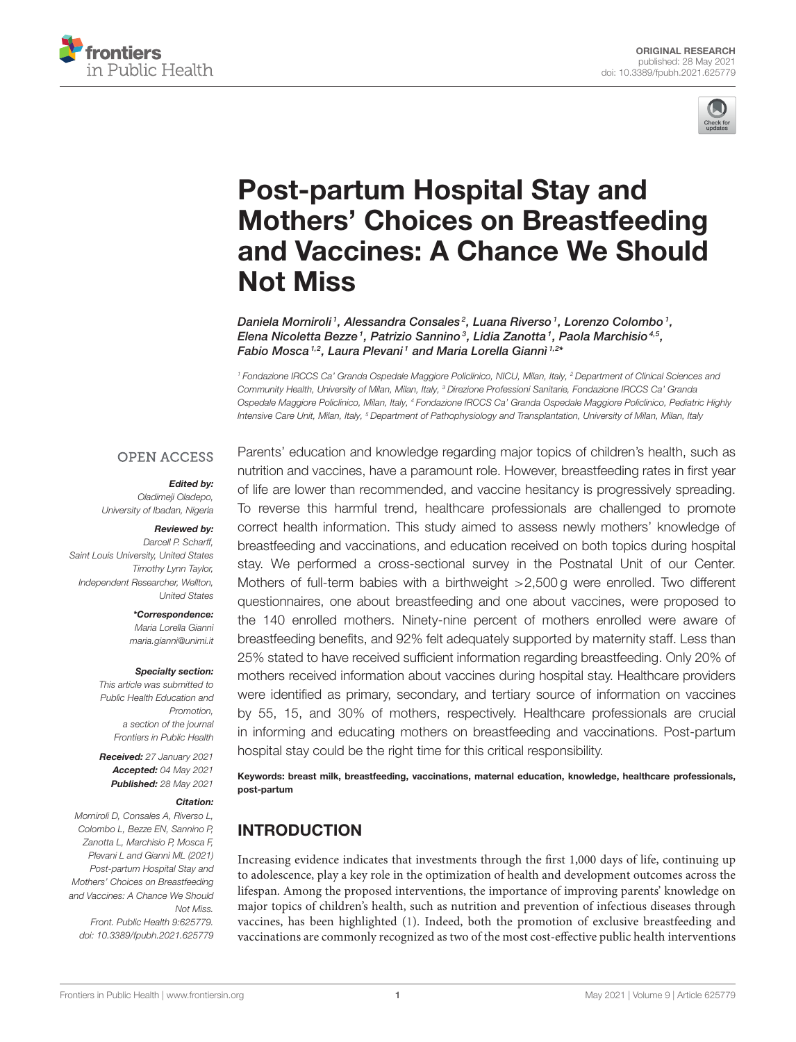ORIGINAL RESEARCH
published: 28 May 2021
doi: 10.3389/fpubh.2021.625779

# Post-partum Hospital Stay and Mothers' Choices on Breastfeeding and Vaccines: A Chance We Should Not Miss

*Daniela Morniroli[1], Alessandra Consales[2], Luana Riverso[1], Lorenzo Colombo[1], Elena Nicoletta Bezze[1], Patrizio Sannino[3], Lidia Zanotta[1], Paola Marchisio[4,5], Fabio Mosca[1,2], Laura Plevani[1] and Maria Lorella Giannì[1,2]**

[1] Fondazione IRCCS Ca' Granda Ospedale Maggiore Policlinico, NICU, Milan, Italy, [2] Department of Clinical Sciences and Community Health, University of Milan, Milan, Italy, [3] Direzione Professioni Sanitarie, Fondazione IRCCS Ca' Granda Ospedale Maggiore Policlinico, Milan, Italy, [4] Fondazione IRCCS Ca' Granda Ospedale Maggiore Policlinico, Pediatric Highly Intensive Care Unit, Milan, Italy, [5] Department of Pathophysiology and Transplantation, University of Milan, Milan, Italy

OPEN ACCESS

***Edited by:***
*Oladimeji Oladepo,*
*University of Ibadan, Nigeria*

***Reviewed by:***
*Darcell P. Scharff,*
*Saint Louis University, United States*
*Timothy Lynn Taylor,*
*Independent Researcher, Wellton, United States*

****Correspondence:***
*Maria Lorella Giannì*
*maria.gianni@unimi.it*

***Specialty section:***
*This article was submitted to Public Health Education and Promotion, a section of the journal Frontiers in Public Health*

***Received:*** *27 January 2021*
***Accepted:*** *04 May 2021*
***Published:*** *28 May 2021*

***Citation:***
*Morniroli D, Consales A, Riverso L, Colombo L, Bezze EN, Sannino P, Zanotta L, Marchisio P, Mosca F, Plevani L and Giannì ML (2021) Post-partum Hospital Stay and Mothers' Choices on Breastfeeding and Vaccines: A Chance We Should Not Miss. Front. Public Health 9:625779. doi: 10.3389/fpubh.2021.625779*

Parents' education and knowledge regarding major topics of children's health, such as nutrition and vaccines, have a paramount role. However, breastfeeding rates in first year of life are lower than recommended, and vaccine hesitancy is progressively spreading. To reverse this harmful trend, healthcare professionals are challenged to promote correct health information. This study aimed to assess newly mothers' knowledge of breastfeeding and vaccinations, and education received on both topics during hospital stay. We performed a cross-sectional survey in the Postnatal Unit of our Center. Mothers of full-term babies with a birthweight >2,500 g were enrolled. Two different questionnaires, one about breastfeeding and one about vaccines, were proposed to the 140 enrolled mothers. Ninety-nine percent of mothers enrolled were aware of breastfeeding benefits, and 92% felt adequately supported by maternity staff. Less than 25% stated to have received sufficient information regarding breastfeeding. Only 20% of mothers received information about vaccines during hospital stay. Healthcare providers were identified as primary, secondary, and tertiary source of information on vaccines by 55, 15, and 30% of mothers, respectively. Healthcare professionals are crucial in informing and educating mothers on breastfeeding and vaccinations. Post-partum hospital stay could be the right time for this critical responsibility.

**Keywords: breast milk, breastfeeding, vaccinations, maternal education, knowledge, healthcare professionals, post-partum**

## INTRODUCTION

Increasing evidence indicates that investments through the first 1,000 days of life, continuing up to adolescence, play a key role in the optimization of health and development outcomes across the lifespan. Among the proposed interventions, the importance of improving parents' knowledge on major topics of children's health, such as nutrition and prevention of infectious diseases through vaccines, has been highlighted (1). Indeed, both the promotion of exclusive breastfeeding and vaccinations are commonly recognized as two of the most cost-effective public health interventions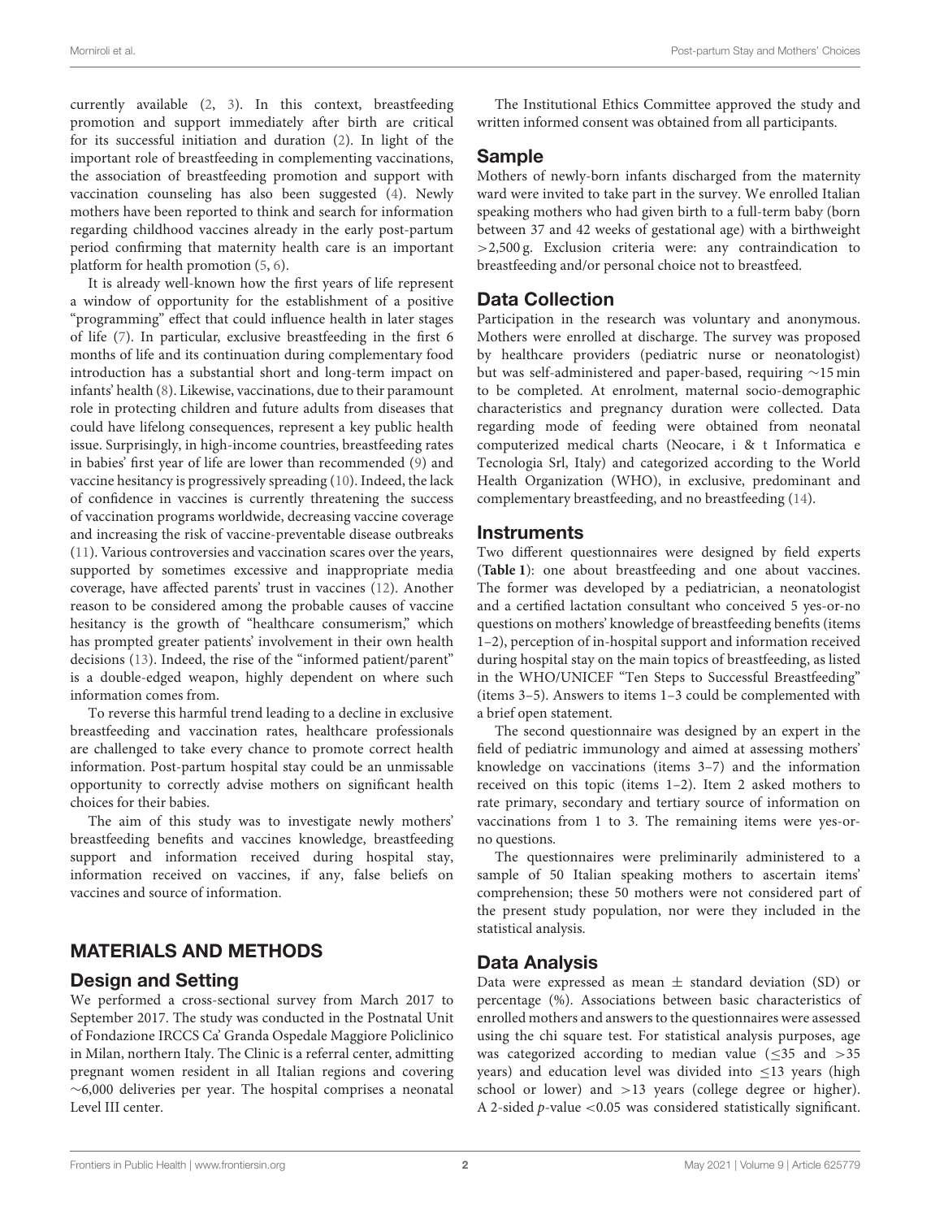currently available (2, 3). In this context, breastfeeding promotion and support immediately after birth are critical for its successful initiation and duration (2). In light of the important role of breastfeeding in complementing vaccinations, the association of breastfeeding promotion and support with vaccination counseling has also been suggested (4). Newly mothers have been reported to think and search for information regarding childhood vaccines already in the early post-partum period confirming that maternity health care is an important platform for health promotion (5, 6).

It is already well-known how the first years of life represent a window of opportunity for the establishment of a positive "programming" effect that could influence health in later stages of life (7). In particular, exclusive breastfeeding in the first 6 months of life and its continuation during complementary food introduction has a substantial short and long-term impact on infants' health (8). Likewise, vaccinations, due to their paramount role in protecting children and future adults from diseases that could have lifelong consequences, represent a key public health issue. Surprisingly, in high-income countries, breastfeeding rates in babies' first year of life are lower than recommended (9) and vaccine hesitancy is progressively spreading (10). Indeed, the lack of confidence in vaccines is currently threatening the success of vaccination programs worldwide, decreasing vaccine coverage and increasing the risk of vaccine-preventable disease outbreaks (11). Various controversies and vaccination scares over the years, supported by sometimes excessive and inappropriate media coverage, have affected parents' trust in vaccines (12). Another reason to be considered among the probable causes of vaccine hesitancy is the growth of "healthcare consumerism," which has prompted greater patients' involvement in their own health decisions (13). Indeed, the rise of the "informed patient/parent" is a double-edged weapon, highly dependent on where such information comes from.

To reverse this harmful trend leading to a decline in exclusive breastfeeding and vaccination rates, healthcare professionals are challenged to take every chance to promote correct health information. Post-partum hospital stay could be an unmissable opportunity to correctly advise mothers on significant health choices for their babies.

The aim of this study was to investigate newly mothers' breastfeeding benefits and vaccines knowledge, breastfeeding support and information received during hospital stay, information received on vaccines, if any, false beliefs on vaccines and source of information.

## MATERIALS AND METHODS

### Design and Setting

We performed a cross-sectional survey from March 2017 to September 2017. The study was conducted in the Postnatal Unit of Fondazione IRCCS Ca' Granda Ospedale Maggiore Policlinico in Milan, northern Italy. The Clinic is a referral center, admitting pregnant women resident in all Italian regions and covering ∼6,000 deliveries per year. The hospital comprises a neonatal Level III center.

The Institutional Ethics Committee approved the study and written informed consent was obtained from all participants.

### Sample

Mothers of newly-born infants discharged from the maternity ward were invited to take part in the survey. We enrolled Italian speaking mothers who had given birth to a full-term baby (born between 37 and 42 weeks of gestational age) with a birthweight >2,500 g. Exclusion criteria were: any contraindication to breastfeeding and/or personal choice not to breastfeed.

### Data Collection

Participation in the research was voluntary and anonymous. Mothers were enrolled at discharge. The survey was proposed by healthcare providers (pediatric nurse or neonatologist) but was self-administered and paper-based, requiring ∼15 min to be completed. At enrolment, maternal socio-demographic characteristics and pregnancy duration were collected. Data regarding mode of feeding were obtained from neonatal computerized medical charts (Neocare, i & t Informatica e Tecnologia Srl, Italy) and categorized according to the World Health Organization (WHO), in exclusive, predominant and complementary breastfeeding, and no breastfeeding (14).

### Instruments

Two different questionnaires were designed by field experts (**Table 1**): one about breastfeeding and one about vaccines. The former was developed by a pediatrician, a neonatologist and a certified lactation consultant who conceived 5 yes-or-no questions on mothers' knowledge of breastfeeding benefits (items 1–2), perception of in-hospital support and information received during hospital stay on the main topics of breastfeeding, as listed in the WHO/UNICEF "Ten Steps to Successful Breastfeeding" (items 3–5). Answers to items 1–3 could be complemented with a brief open statement.

The second questionnaire was designed by an expert in the field of pediatric immunology and aimed at assessing mothers' knowledge on vaccinations (items 3–7) and the information received on this topic (items 1–2). Item 2 asked mothers to rate primary, secondary and tertiary source of information on vaccinations from 1 to 3. The remaining items were yes-or-no questions.

The questionnaires were preliminarily administered to a sample of 50 Italian speaking mothers to ascertain items' comprehension; these 50 mothers were not considered part of the present study population, nor were they included in the statistical analysis.

### Data Analysis

Data were expressed as mean ± standard deviation (SD) or percentage (%). Associations between basic characteristics of enrolled mothers and answers to the questionnaires were assessed using the chi square test. For statistical analysis purposes, age was categorized according to median value (≤35 and >35 years) and education level was divided into ≤13 years (high school or lower) and >13 years (college degree or higher). A 2-sided $p$-value <0.05 was considered statistically significant.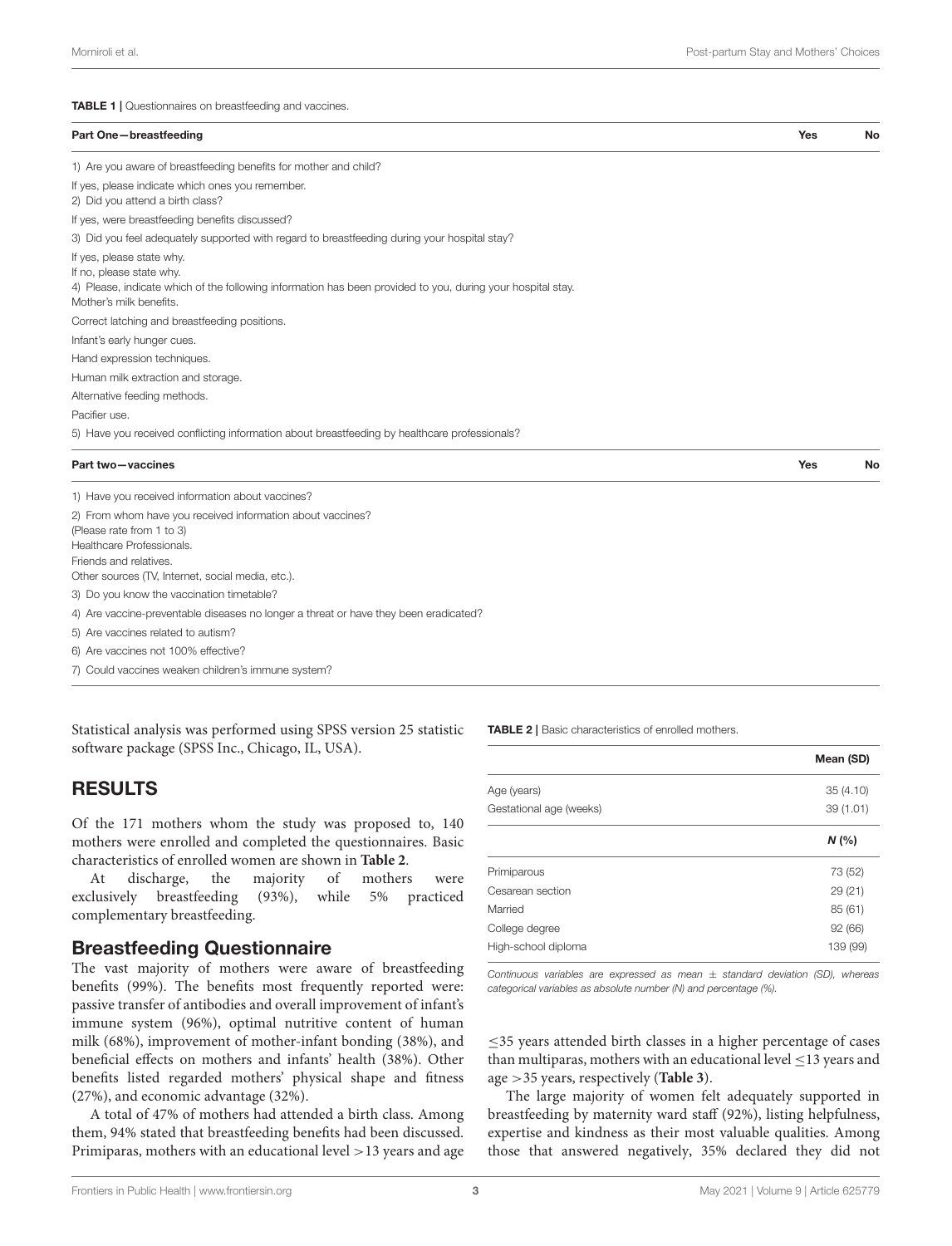**TABLE 1 |** Questionnaires on breastfeeding and vaccines.

| Part One—breastfeeding | Yes | No |
|---|---|---|
| 1) Are you aware of breastfeeding benefits for mother and child? | | |
| If yes, please indicate which ones you remember. | | |
| 2) Did you attend a birth class? | | |
| If yes, were breastfeeding benefits discussed? | | |
| 3) Did you feel adequately supported with regard to breastfeeding during your hospital stay? | | |
| If yes, please state why. | | |
| If no, please state why. | | |
| 4) Please, indicate which of the following information has been provided to you, during your hospital stay. | | |
| Mother's milk benefits. | | |
| Correct latching and breastfeeding positions. | | |
| Infant's early hunger cues. | | |
| Hand expression techniques. | | |
| Human milk extraction and storage. | | |
| Alternative feeding methods. | | |
| Pacifier use. | | |
| 5) Have you received conflicting information about breastfeeding by healthcare professionals? | | |
| **Part two—vaccines** | **Yes** | **No** |
| 1) Have you received information about vaccines? | | |
| 2) From whom have you received information about vaccines? | | |
| (Please rate from 1 to 3) | | |
| Healthcare Professionals. | | |
| Friends and relatives. | | |
| Other sources (TV, Internet, social media, etc.). | | |
| 3) Do you know the vaccination timetable? | | |
| 4) Are vaccine-preventable diseases no longer a threat or have they been eradicated? | | |
| 5) Are vaccines related to autism? | | |
| 6) Are vaccines not 100% effective? | | |
| 7) Could vaccines weaken children's immune system? | | |

Statistical analysis was performed using SPSS version 25 statistic software package (SPSS Inc., Chicago, IL, USA).

## RESULTS

Of the 171 mothers whom the study was proposed to, 140 mothers were enrolled and completed the questionnaires. Basic characteristics of enrolled women are shown in **Table 2**.

At discharge, the majority of mothers were exclusively breastfeeding (93%), while 5% practiced complementary breastfeeding.

### Breastfeeding Questionnaire

The vast majority of mothers were aware of breastfeeding benefits (99%). The benefits most frequently reported were: passive transfer of antibodies and overall improvement of infant's immune system (96%), optimal nutritive content of human milk (68%), improvement of mother-infant bonding (38%), and beneficial effects on mothers and infants' health (38%). Other benefits listed regarded mothers' physical shape and fitness (27%), and economic advantage (32%).

A total of 47% of mothers had attended a birth class. Among them, 94% stated that breastfeeding benefits had been discussed. Primiparas, mothers with an educational level >13 years and age ≤35 years attended birth classes in a higher percentage of cases than multiparas, mothers with an educational level ≤13 years and age >35 years, respectively (**Table 3**).

The large majority of women felt adequately supported in breastfeeding by maternity ward staff (92%), listing helpfulness, expertise and kindness as their most valuable qualities. Among those that answered negatively, 35% declared they did not

**TABLE 2 |** Basic characteristics of enrolled mothers.

| | Mean (SD) |
|---|---|
| Age (years) | 35 (4.10) |
| Gestational age (weeks) | 39 (1.01) |
| | ***N* (%)** |
| Primiparous | 73 (52) |
| Cesarean section | 29 (21) |
| Married | 85 (61) |
| College degree | 92 (66) |
| High-school diploma | 139 (99) |

*Continuous variables are expressed as mean ± standard deviation (SD), whereas categorical variables as absolute number (N) and percentage (%).*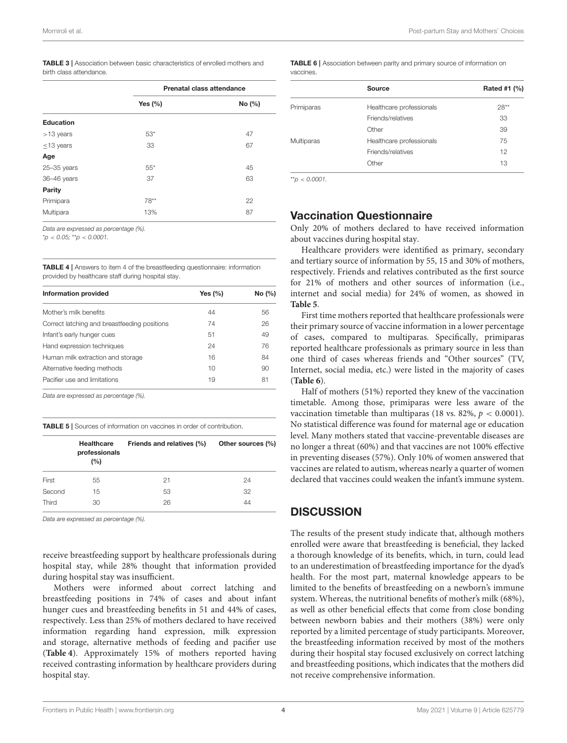**TABLE 3 |** Association between basic characteristics of enrolled mothers and birth class attendance.

| | Prenatal class attendance | |
|---|---|---|
| | Yes (%) | No (%) |
| **Education** | | |
| >13 years | 53* | 47 |
| ≤13 years | 33 | 67 |
| **Age** | | |
| 25–35 years | 55* | 45 |
| 36–46 years | 37 | 63 |
| **Parity** | | |
| Primipara | 78** | 22 |
| Multipara | 13% | 87 |

*Data are expressed as percentage (%).*
*$^{*}p < 0.05$; $^{**}p < 0.0001$.*

**TABLE 4 |** Answers to item 4 of the breastfeeding questionnaire: information provided by healthcare staff during hospital stay.

| Information provided | Yes (%) | No (%) |
|---|---|---|
| Mother's milk benefits | 44 | 56 |
| Correct latching and breastfeeding positions | 74 | 26 |
| Infant's early hunger cues | 51 | 49 |
| Hand expression techniques | 24 | 76 |
| Human milk extraction and storage | 16 | 84 |
| Alternative feeding methods | 10 | 90 |
| Pacifier use and limitations | 19 | 81 |

*Data are expressed as percentage (%).*

**TABLE 5 |** Sources of information on vaccines in order of contribution.

| | Healthcare professionals (%) | Friends and relatives (%) | Other sources (%) |
|---|---|---|---|
| First | 55 | 21 | 24 |
| Second | 15 | 53 | 32 |
| Third | 30 | 26 | 44 |

*Data are expressed as percentage (%).*

receive breastfeeding support by healthcare professionals during hospital stay, while 28% thought that information provided during hospital stay was insufficient.

Mothers were informed about correct latching and breastfeeding positions in 74% of cases and about infant hunger cues and breastfeeding benefits in 51 and 44% of cases, respectively. Less than 25% of mothers declared to have received information regarding hand expression, milk expression and storage, alternative methods of feeding and pacifier use (**Table 4**). Approximately 15% of mothers reported having received contrasting information by healthcare providers during hospital stay.

**TABLE 6 |** Association between parity and primary source of information on vaccines.

| | Source | Rated #1 (%) |
|---|---|---|
| Primiparas | Healthcare professionals | 28** |
| | Friends/relatives | 33 |
| | Other | 39 |
| Multiparas | Healthcare professionals | 75 |
| | Friends/relatives | 12 |
| | Other | 13 |

*$^{**}p < 0.0001$.*

## Vaccination Questionnaire

Only 20% of mothers declared to have received information about vaccines during hospital stay.

Healthcare providers were identified as primary, secondary and tertiary source of information by 55, 15 and 30% of mothers, respectively. Friends and relatives contributed as the first source for 21% of mothers and other sources of information (i.e., internet and social media) for 24% of women, as showed in **Table 5**.

First time mothers reported that healthcare professionals were their primary source of vaccine information in a lower percentage of cases, compared to multiparas. Specifically, primiparas reported healthcare professionals as primary source in less than one third of cases whereas friends and "Other sources" (TV, Internet, social media, etc.) were listed in the majority of cases (**Table 6**).

Half of mothers (51%) reported they knew of the vaccination timetable. Among those, primiparas were less aware of the vaccination timetable than multiparas (18 vs. 82%, $p < 0.0001$). No statistical difference was found for maternal age or education level. Many mothers stated that vaccine-preventable diseases are no longer a threat (60%) and that vaccines are not 100% effective in preventing diseases (57%). Only 10% of women answered that vaccines are related to autism, whereas nearly a quarter of women declared that vaccines could weaken the infant's immune system.

# DISCUSSION

The results of the present study indicate that, although mothers enrolled were aware that breastfeeding is beneficial, they lacked a thorough knowledge of its benefits, which, in turn, could lead to an underestimation of breastfeeding importance for the dyad's health. For the most part, maternal knowledge appears to be limited to the benefits of breastfeeding on a newborn's immune system. Whereas, the nutritional benefits of mother's milk (68%), as well as other beneficial effects that come from close bonding between newborn babies and their mothers (38%) were only reported by a limited percentage of study participants. Moreover, the breastfeeding information received by most of the mothers during their hospital stay focused exclusively on correct latching and breastfeeding positions, which indicates that the mothers did not receive comprehensive information.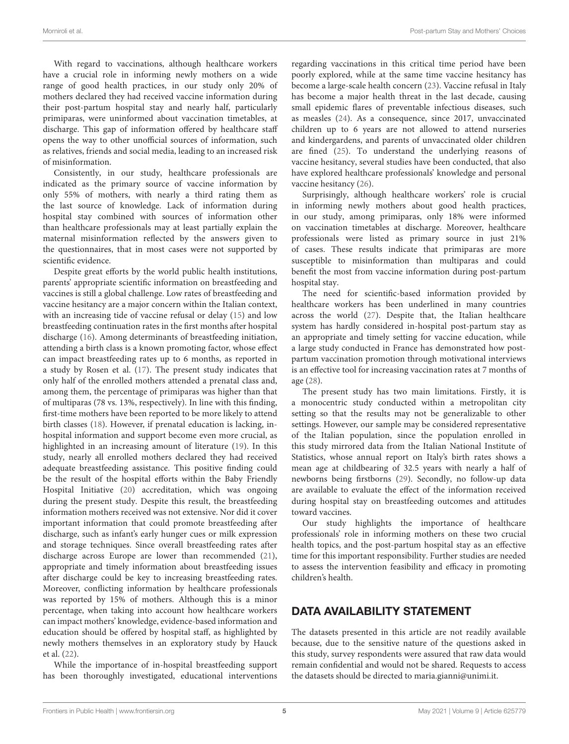With regard to vaccinations, although healthcare workers have a crucial role in informing newly mothers on a wide range of good health practices, in our study only 20% of mothers declared they had received vaccine information during their post-partum hospital stay and nearly half, particularly primiparas, were uninformed about vaccination timetables, at discharge. This gap of information offered by healthcare staff opens the way to other unofficial sources of information, such as relatives, friends and social media, leading to an increased risk of misinformation.

Consistently, in our study, healthcare professionals are indicated as the primary source of vaccine information by only 55% of mothers, with nearly a third rating them as the last source of knowledge. Lack of information during hospital stay combined with sources of information other than healthcare professionals may at least partially explain the maternal misinformation reflected by the answers given to the questionnaires, that in most cases were not supported by scientific evidence.

Despite great efforts by the world public health institutions, parents' appropriate scientific information on breastfeeding and vaccines is still a global challenge. Low rates of breastfeeding and vaccine hesitancy are a major concern within the Italian context, with an increasing tide of vaccine refusal or delay (15) and low breastfeeding continuation rates in the first months after hospital discharge (16). Among determinants of breastfeeding initiation, attending a birth class is a known promoting factor, whose effect can impact breastfeeding rates up to 6 months, as reported in a study by Rosen et al. (17). The present study indicates that only half of the enrolled mothers attended a prenatal class and, among them, the percentage of primiparas was higher than that of multiparas (78 vs. 13%, respectively). In line with this finding, first-time mothers have been reported to be more likely to attend birth classes (18). However, if prenatal education is lacking, in-hospital information and support become even more crucial, as highlighted in an increasing amount of literature (19). In this study, nearly all enrolled mothers declared they had received adequate breastfeeding assistance. This positive finding could be the result of the hospital efforts within the Baby Friendly Hospital Initiative (20) accreditation, which was ongoing during the present study. Despite this result, the breastfeeding information mothers received was not extensive. Nor did it cover important information that could promote breastfeeding after discharge, such as infant's early hunger cues or milk expression and storage techniques. Since overall breastfeeding rates after discharge across Europe are lower than recommended (21), appropriate and timely information about breastfeeding issues after discharge could be key to increasing breastfeeding rates. Moreover, conflicting information by healthcare professionals was reported by 15% of mothers. Although this is a minor percentage, when taking into account how healthcare workers can impact mothers' knowledge, evidence-based information and education should be offered by hospital staff, as highlighted by newly mothers themselves in an exploratory study by Hauck et al. (22).

While the importance of in-hospital breastfeeding support has been thoroughly investigated, educational interventions regarding vaccinations in this critical time period have been poorly explored, while at the same time vaccine hesitancy has become a large-scale health concern (23). Vaccine refusal in Italy has become a major health threat in the last decade, causing small epidemic flares of preventable infectious diseases, such as measles (24). As a consequence, since 2017, unvaccinated children up to 6 years are not allowed to attend nurseries and kindergardens, and parents of unvaccinated older children are fined (25). To understand the underlying reasons of vaccine hesitancy, several studies have been conducted, that also have explored healthcare professionals' knowledge and personal vaccine hesitancy (26).

Surprisingly, although healthcare workers' role is crucial in informing newly mothers about good health practices, in our study, among primiparas, only 18% were informed on vaccination timetables at discharge. Moreover, healthcare professionals were listed as primary source in just 21% of cases. These results indicate that primiparas are more susceptible to misinformation than multiparas and could benefit the most from vaccine information during post-partum hospital stay.

The need for scientific-based information provided by healthcare workers has been underlined in many countries across the world (27). Despite that, the Italian healthcare system has hardly considered in-hospital post-partum stay as an appropriate and timely setting for vaccine education, while a large study conducted in France has demonstrated how post-partum vaccination promotion through motivational interviews is an effective tool for increasing vaccination rates at 7 months of age (28).

The present study has two main limitations. Firstly, it is a monocentric study conducted within a metropolitan city setting so that the results may not be generalizable to other settings. However, our sample may be considered representative of the Italian population, since the population enrolled in this study mirrored data from the Italian National Institute of Statistics, whose annual report on Italy's birth rates shows a mean age at childbearing of 32.5 years with nearly a half of newborns being firstborns (29). Secondly, no follow-up data are available to evaluate the effect of the information received during hospital stay on breastfeeding outcomes and attitudes toward vaccines.

Our study highlights the importance of healthcare professionals' role in informing mothers on these two crucial health topics, and the post-partum hospital stay as an effective time for this important responsibility. Further studies are needed to assess the intervention feasibility and efficacy in promoting children's health.

## DATA AVAILABILITY STATEMENT

The datasets presented in this article are not readily available because, due to the sensitive nature of the questions asked in this study, survey respondents were assured that raw data would remain confidential and would not be shared. Requests to access the datasets should be directed to maria.gianni@unimi.it.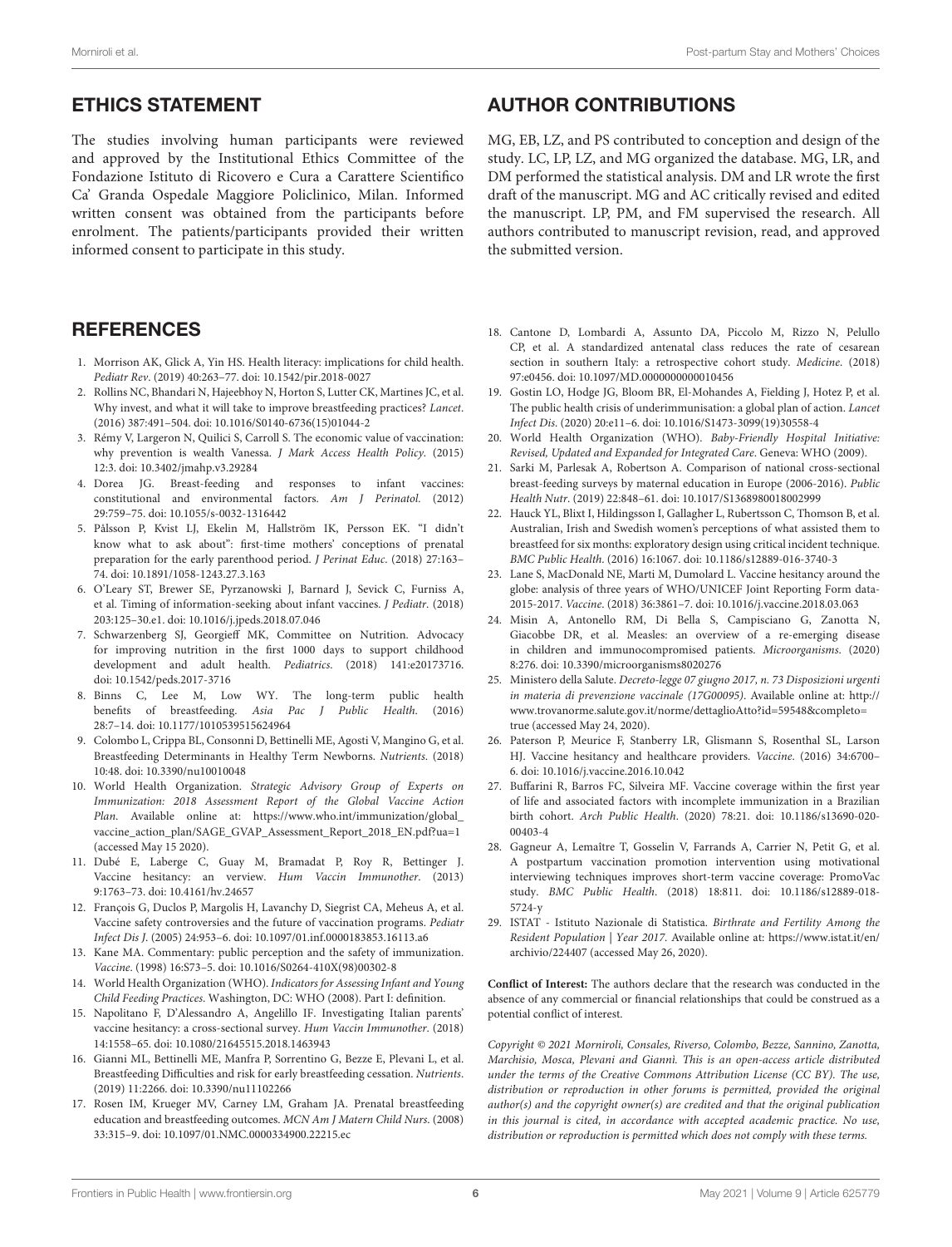## ETHICS STATEMENT

The studies involving human participants were reviewed and approved by the Institutional Ethics Committee of the Fondazione Istituto di Ricovero e Cura a Carattere Scientifico Ca' Granda Ospedale Maggiore Policlinico, Milan. Informed written consent was obtained from the participants before enrolment. The patients/participants provided their written informed consent to participate in this study.

## AUTHOR CONTRIBUTIONS

MG, EB, LZ, and PS contributed to conception and design of the study. LC, LP, LZ, and MG organized the database. MG, LR, and DM performed the statistical analysis. DM and LR wrote the first draft of the manuscript. MG and AC critically revised and edited the manuscript. LP, PM, and FM supervised the research. All authors contributed to manuscript revision, read, and approved the submitted version.

## REFERENCES

1. Morrison AK, Glick A, Yin HS. Health literacy: implications for child health. *Pediatr Rev*. (2019) 40:263–77. doi: 10.1542/pir.2018-0027
2. Rollins NC, Bhandari N, Hajeebhoy N, Horton S, Lutter CK, Martines JC, et al. Why invest, and what it will take to improve breastfeeding practices? *Lancet*. (2016) 387:491–504. doi: 10.1016/S0140-6736(15)01044-2
3. Rémy V, Largeron N, Quilici S, Carroll S. The economic value of vaccination: why prevention is wealth Vanessa. *J Mark Access Health Policy*. (2015) 12:3. doi: 10.3402/jmahp.v3.29284
4. Dorea JG. Breast-feeding and responses to infant vaccines: constitutional and environmental factors. *Am J Perinatol*. (2012) 29:759–75. doi: 10.1055/s-0032-1316442
5. Pålsson P, Kvist LJ, Ekelin M, Hallström IK, Persson EK. "I didn't know what to ask about": first-time mothers' conceptions of prenatal preparation for the early parenthood period. *J Perinat Educ*. (2018) 27:163–74. doi: 10.1891/1058-1243.27.3.163
6. O'Leary ST, Brewer SE, Pyrzanowski J, Barnard J, Sevick C, Furniss A, et al. Timing of information-seeking about infant vaccines. *J Pediatr*. (2018) 203:125–30.e1. doi: 10.1016/j.jpeds.2018.07.046
7. Schwarzenberg SJ, Georgieff MK, Committee on Nutrition. Advocacy for improving nutrition in the first 1000 days to support childhood development and adult health. *Pediatrics*. (2018) 141:e20173716. doi: 10.1542/peds.2017-3716
8. Binns C, Lee M, Low WY. The long-term public health benefits of breastfeeding. *Asia Pac J Public Health*. (2016) 28:7–14. doi: 10.1177/1010539515624964
9. Colombo L, Crippa BL, Consonni D, Bettinelli ME, Agosti V, Mangino G, et al. Breastfeeding Determinants in Healthy Term Newborns. *Nutrients*. (2018) 10:48. doi: 10.3390/nu10010048
10. World Health Organization. *Strategic Advisory Group of Experts on Immunization: 2018 Assessment Report of the Global Vaccine Action Plan*. Available online at: https://www.who.int/immunization/global_vaccine_action_plan/SAGE_GVAP_Assessment_Report_2018_EN.pdf?ua=1 (accessed May 15 2020).
11. Dubé E, Laberge C, Guay M, Bramadat P, Roy R, Bettinger J. Vaccine hesitancy: an verview. *Hum Vaccin Immunother*. (2013) 9:1763–73. doi: 10.4161/hv.24657
12. François G, Duclos P, Margolis H, Lavanchy D, Siegrist CA, Meheus A, et al. Vaccine safety controversies and the future of vaccination programs. *Pediatr Infect Dis J*. (2005) 24:953–6. doi: 10.1097/01.inf.0000183853.16113.a6
13. Kane MA. Commentary: public perception and the safety of immunization. *Vaccine*. (1998) 16:S73–5. doi: 10.1016/S0264-410X(98)00302-8
14. World Health Organization (WHO). *Indicators for Assessing Infant and Young Child Feeding Practices*. Washington, DC: WHO (2008). Part I: definition.
15. Napolitano F, D'Alessandro A, Angelillo IF. Investigating Italian parents' vaccine hesitancy: a cross-sectional survey. *Hum Vaccin Immunother*. (2018) 14:1558–65. doi: 10.1080/21645515.2018.1463943
16. Gianni ML, Bettinelli ME, Manfra P, Sorrentino G, Bezze E, Plevani L, et al. Breastfeeding Difficulties and risk for early breastfeeding cessation. *Nutrients*. (2019) 11:2266. doi: 10.3390/nu11102266
17. Rosen IM, Krueger MV, Carney LM, Graham JA. Prenatal breastfeeding education and breastfeeding outcomes. *MCN Am J Matern Child Nurs*. (2008) 33:315–9. doi: 10.1097/01.NMC.0000334900.22215.ec
18. Cantone D, Lombardi A, Assunto DA, Piccolo M, Rizzo N, Pelullo CP, et al. A standardized antenatal class reduces the rate of cesarean section in southern Italy: a retrospective cohort study. *Medicine*. (2018) 97:e0456. doi: 10.1097/MD.0000000000010456
19. Gostin LO, Hodge JG, Bloom BR, El-Mohandes A, Fielding J, Hotez P, et al. The public health crisis of underimmunisation: a global plan of action. *Lancet Infect Dis*. (2020) 20:e11–6. doi: 10.1016/S1473-3099(19)30558-4
20. World Health Organization (WHO). *Baby-Friendly Hospital Initiative: Revised, Updated and Expanded for Integrated Care*. Geneva: WHO (2009).
21. Sarki M, Parlesak A, Robertson A. Comparison of national cross-sectional breast-feeding surveys by maternal education in Europe (2006-2016). *Public Health Nutr*. (2019) 22:848–61. doi: 10.1017/S1368980018002999
22. Hauck YL, Blixt I, Hildingsson I, Gallagher L, Rubertsson C, Thomson B, et al. Australian, Irish and Swedish women's perceptions of what assisted them to breastfeed for six months: exploratory design using critical incident technique. *BMC Public Health*. (2016) 16:1067. doi: 10.1186/s12889-016-3740-3
23. Lane S, MacDonald NE, Marti M, Dumolard L. Vaccine hesitancy around the globe: analysis of three years of WHO/UNICEF Joint Reporting Form data-2015-2017. *Vaccine*. (2018) 36:3861–7. doi: 10.1016/j.vaccine.2018.03.063
24. Misin A, Antonello RM, Di Bella S, Campisciano G, Zanotta N, Giacobbe DR, et al. Measles: an overview of a re-emerging disease in children and immunocompromised patients. *Microorganisms*. (2020) 8:276. doi: 10.3390/microorganisms8020276
25. Ministero della Salute. *Decreto-legge 07 giugno 2017, n. 73 Disposizioni urgenti in materia di prevenzione vaccinale (17G00095)*. Available online at: http://www.trovanorme.salute.gov.it/norme/dettaglioAtto?id=59548&completo=true (accessed May 24, 2020).
26. Paterson P, Meurice F, Stanberry LR, Glismann S, Rosenthal SL, Larson HJ. Vaccine hesitancy and healthcare providers. *Vaccine*. (2016) 34:6700–6. doi: 10.1016/j.vaccine.2016.10.042
27. Buffarini R, Barros FC, Silveira MF. Vaccine coverage within the first year of life and associated factors with incomplete immunization in a Brazilian birth cohort. *Arch Public Health*. (2020) 78:21. doi: 10.1186/s13690-020-00403-4
28. Gagneur A, Lemaître T, Gosselin V, Farrands A, Carrier N, Petit G, et al. A postpartum vaccination promotion intervention using motivational interviewing techniques improves short-term vaccine coverage: PromoVac study. *BMC Public Health*. (2018) 18:811. doi: 10.1186/s12889-018-5724-y
29. ISTAT - Istituto Nazionale di Statistica. *Birthrate and Fertility Among the Resident Population | Year 2017*. Available online at: https://www.istat.it/en/archivio/224407 (accessed May 26, 2020).

**Conflict of Interest:** The authors declare that the research was conducted in the absence of any commercial or financial relationships that could be construed as a potential conflict of interest.

*Copyright © 2021 Morniroli, Consales, Riverso, Colombo, Bezze, Sannino, Zanotta, Marchisio, Mosca, Plevani and Giannì. This is an open-access article distributed under the terms of the Creative Commons Attribution License (CC BY). The use, distribution or reproduction in other forums is permitted, provided the original author(s) and the copyright owner(s) are credited and that the original publication in this journal is cited, in accordance with accepted academic practice. No use, distribution or reproduction is permitted which does not comply with these terms.*